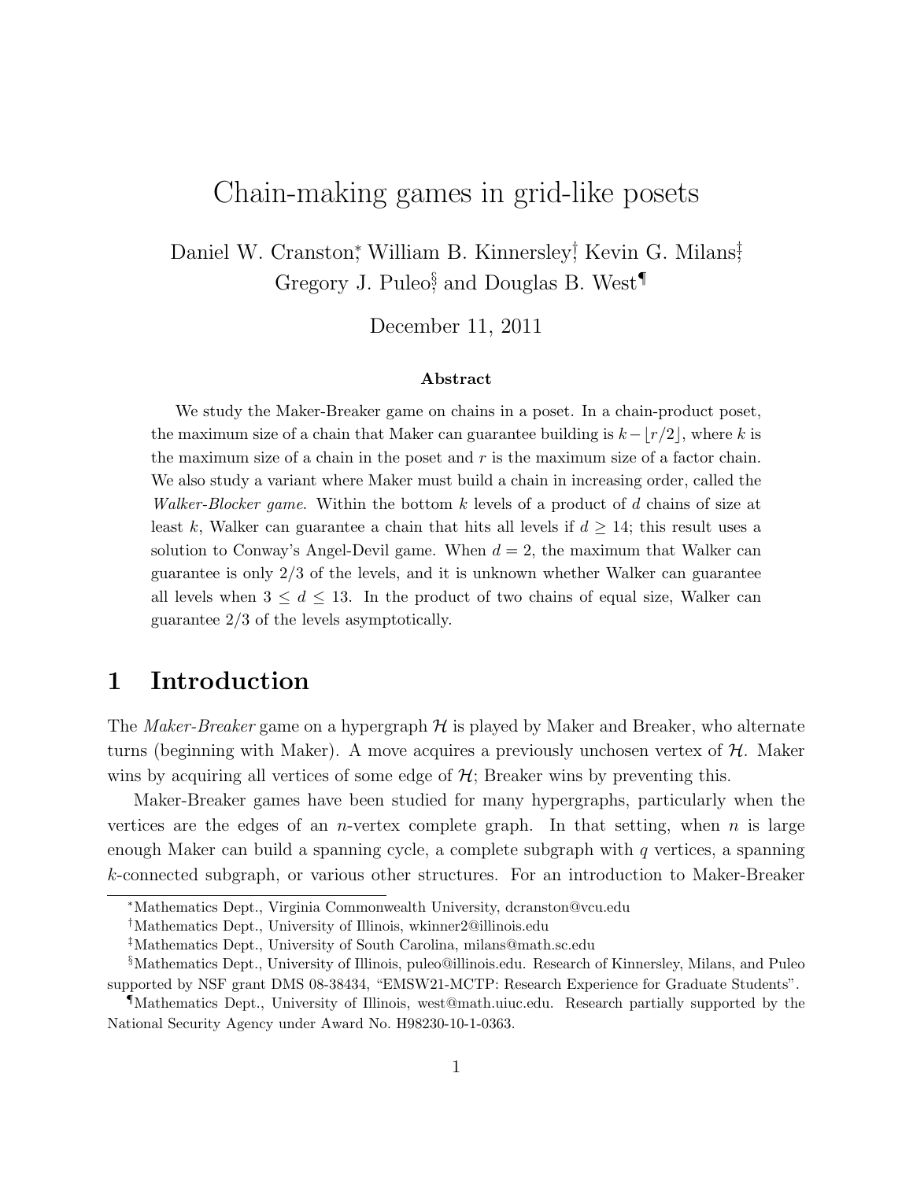# Chain-making games in grid-like posets

Daniel W. Cranston[*], William B. Kinnersley[†], Kevin G. Milans[‡], Gregory J. Puleo[§], and Douglas B. West[¶]

December 11, 2011

### Abstract

We study the Maker-Breaker game on chains in a poset. In a chain-product poset, the maximum size of a chain that Maker can guarantee building is $k - \lfloor r/2 \rfloor$, where $k$ is the maximum size of a chain in the poset and $r$ is the maximum size of a factor chain. We also study a variant where Maker must build a chain in increasing order, called the *Walker-Blocker game*. Within the bottom $k$ levels of a product of $d$ chains of size at least $k$, Walker can guarantee a chain that hits all levels if $d \geq 14$; this result uses a solution to Conway's Angel-Devil game. When $d = 2$, the maximum that Walker can guarantee is only $2/3$ of the levels, and it is unknown whether Walker can guarantee all levels when $3 \leq d \leq 13$. In the product of two chains of equal size, Walker can guarantee $2/3$ of the levels asymptotically.

## 1 Introduction

The *Maker-Breaker* game on a hypergraph $\mathcal{H}$ is played by Maker and Breaker, who alternate turns (beginning with Maker). A move acquires a previously unchosen vertex of $\mathcal{H}$. Maker wins by acquiring all vertices of some edge of $\mathcal{H}$; Breaker wins by preventing this.

Maker-Breaker games have been studied for many hypergraphs, particularly when the vertices are the edges of an $n$-vertex complete graph. In that setting, when $n$ is large enough Maker can build a spanning cycle, a complete subgraph with $q$ vertices, a spanning $k$-connected subgraph, or various other structures. For an introduction to Maker-Breaker

---

[*] Mathematics Dept., Virginia Commonwealth University, dcranston@vcu.edu

[†] Mathematics Dept., University of Illinois, wkinner2@illinois.edu

[‡] Mathematics Dept., University of South Carolina, milans@math.sc.edu

[§] Mathematics Dept., University of Illinois, puleo@illinois.edu. Research of Kinnersley, Milans, and Puleo supported by NSF grant DMS 08-38434, "EMSW21-MCTP: Research Experience for Graduate Students".

[¶] Mathematics Dept., University of Illinois, west@math.uiuc.edu. Research partially supported by the National Security Agency under Award No. H98230-10-1-0363.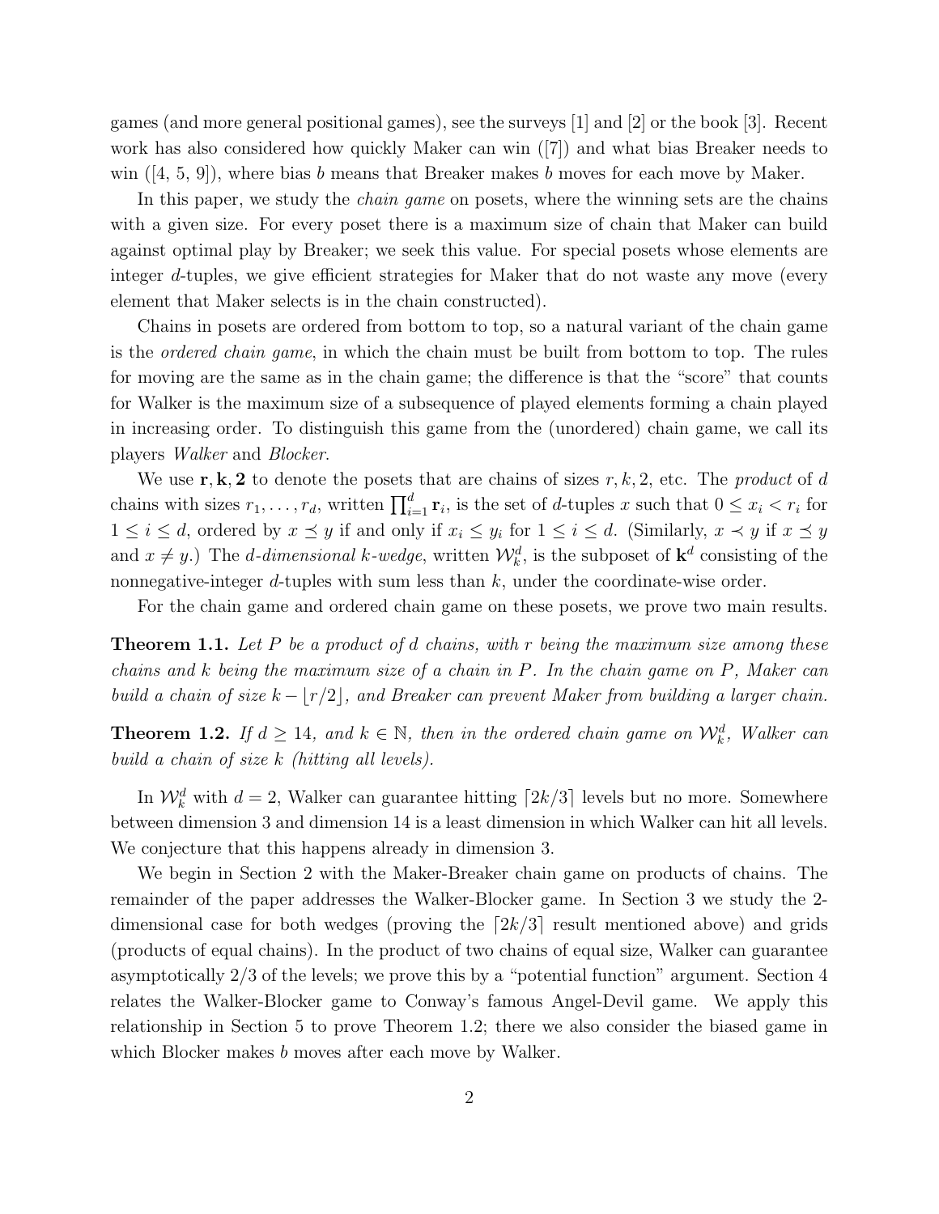games (and more general positional games), see the surveys [1] and [2] or the book [3]. Recent work has also considered how quickly Maker can win ([7]) and what bias Breaker needs to win ([4, 5, 9]), where bias $b$ means that Breaker makes $b$ moves for each move by Maker.

In this paper, we study the *chain game* on posets, where the winning sets are the chains with a given size. For every poset there is a maximum size of chain that Maker can build against optimal play by Breaker; we seek this value. For special posets whose elements are integer $d$-tuples, we give efficient strategies for Maker that do not waste any move (every element that Maker selects is in the chain constructed).

Chains in posets are ordered from bottom to top, so a natural variant of the chain game is the *ordered chain game*, in which the chain must be built from bottom to top. The rules for moving are the same as in the chain game; the difference is that the "score" that counts for Walker is the maximum size of a subsequence of played elements forming a chain played in increasing order. To distinguish this game from the (unordered) chain game, we call its players *Walker* and *Blocker*.

We use $\mathbf{r}, \mathbf{k}, \mathbf{2}$ to denote the posets that are chains of sizes $r, k, 2$, etc. The *product* of $d$ chains with sizes $r_1, \ldots, r_d$, written $\prod_{i=1}^{d} \mathbf{r}_i$, is the set of $d$-tuples $x$ such that $0 \le x_i < r_i$ for $1 \le i \le d$, ordered by $x \preceq y$ if and only if $x_i \le y_i$ for $1 \le i \le d$. (Similarly, $x \prec y$ if $x \preceq y$ and $x \ne y$.) The *$d$-dimensional $k$-wedge*, written $\mathcal{W}_k^d$, is the subposet of $\mathbf{k}^d$ consisting of the nonnegative-integer $d$-tuples with sum less than $k$, under the coordinate-wise order.

For the chain game and ordered chain game on these posets, we prove two main results.

**Theorem 1.1.** *Let $P$ be a product of $d$ chains, with $r$ being the maximum size among these chains and $k$ being the maximum size of a chain in $P$. In the chain game on $P$, Maker can build a chain of size $k - \lfloor r/2 \rfloor$, and Breaker can prevent Maker from building a larger chain.*

**Theorem 1.2.** *If $d \ge 14$, and $k \in \mathbb{N}$, then in the ordered chain game on $\mathcal{W}_k^d$, Walker can build a chain of size $k$ (hitting all levels).*

In $\mathcal{W}_k^d$ with $d = 2$, Walker can guarantee hitting $\lceil 2k/3 \rceil$ levels but no more. Somewhere between dimension 3 and dimension 14 is a least dimension in which Walker can hit all levels. We conjecture that this happens already in dimension 3.

We begin in Section 2 with the Maker-Breaker chain game on products of chains. The remainder of the paper addresses the Walker-Blocker game. In Section 3 we study the 2-dimensional case for both wedges (proving the $\lceil 2k/3 \rceil$ result mentioned above) and grids (products of equal chains). In the product of two chains of equal size, Walker can guarantee asymptotically $2/3$ of the levels; we prove this by a "potential function" argument. Section 4 relates the Walker-Blocker game to Conway's famous Angel-Devil game. We apply this relationship in Section 5 to prove Theorem 1.2; there we also consider the biased game in which Blocker makes $b$ moves after each move by Walker.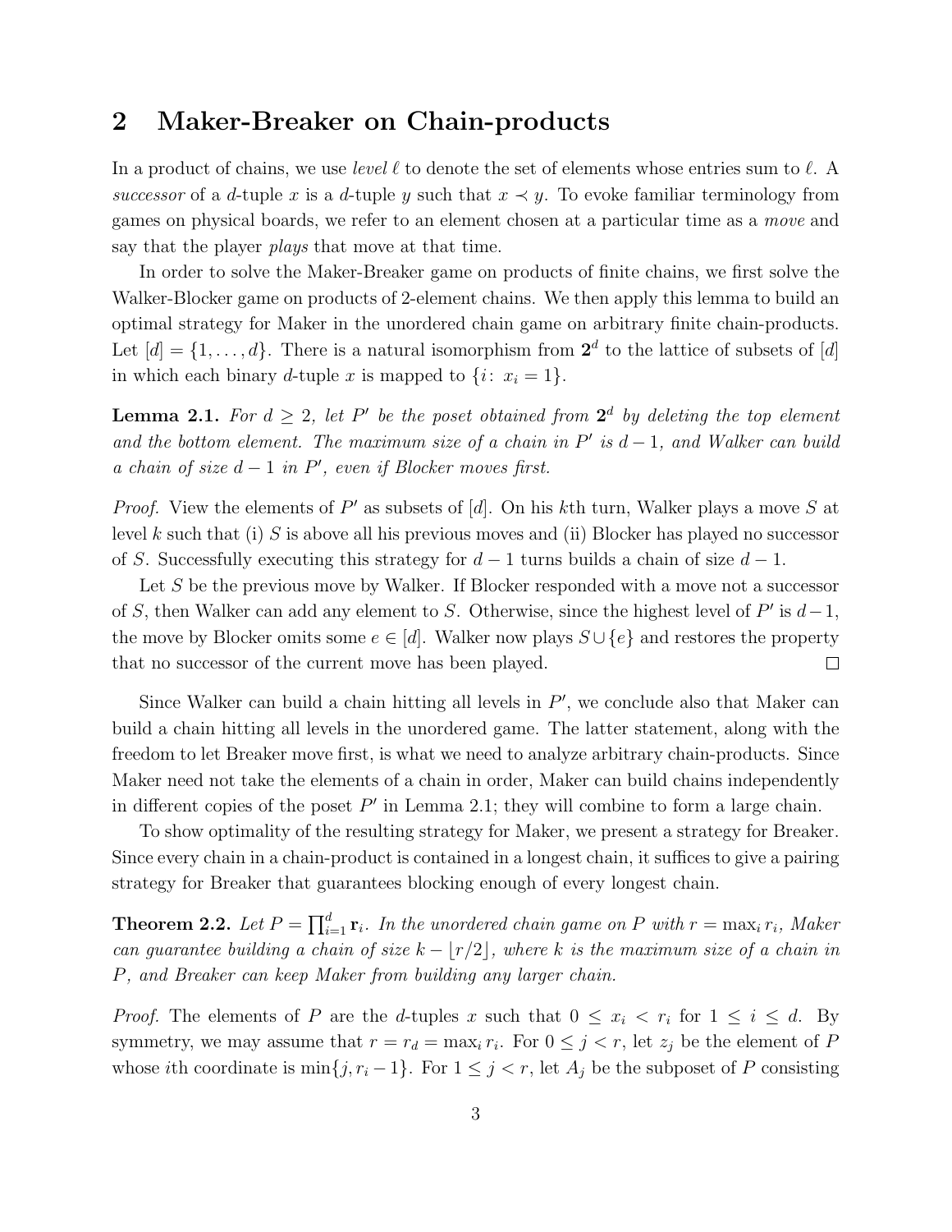## 2 Maker-Breaker on Chain-products

In a product of chains, we use *level* $\ell$ to denote the set of elements whose entries sum to $\ell$. A *successor* of a $d$-tuple $x$ is a $d$-tuple $y$ such that $x \prec y$. To evoke familiar terminology from games on physical boards, we refer to an element chosen at a particular time as a *move* and say that the player *plays* that move at that time.

In order to solve the Maker-Breaker game on products of finite chains, we first solve the Walker-Blocker game on products of 2-element chains. We then apply this lemma to build an optimal strategy for Maker in the unordered chain game on arbitrary finite chain-products. Let $[d] = \{1, \ldots, d\}$. There is a natural isomorphism from $\mathbf{2}^d$ to the lattice of subsets of $[d]$ in which each binary $d$-tuple $x$ is mapped to $\{i\colon\ x_i = 1\}$.

**Lemma 2.1.** *For $d \geq 2$, let $P'$ be the poset obtained from $\mathbf{2}^d$ by deleting the top element and the bottom element. The maximum size of a chain in $P'$ is $d-1$, and Walker can build a chain of size $d-1$ in $P'$, even if Blocker moves first.*

*Proof.* View the elements of $P'$ as subsets of $[d]$. On his $k$th turn, Walker plays a move $S$ at level $k$ such that (i) $S$ is above all his previous moves and (ii) Blocker has played no successor of $S$. Successfully executing this strategy for $d-1$ turns builds a chain of size $d-1$.

Let $S$ be the previous move by Walker. If Blocker responded with a move not a successor of $S$, then Walker can add any element to $S$. Otherwise, since the highest level of $P'$ is $d-1$, the move by Blocker omits some $e \in [d]$. Walker now plays $S \cup \{e\}$ and restores the property that no successor of the current move has been played. □

Since Walker can build a chain hitting all levels in $P'$, we conclude also that Maker can build a chain hitting all levels in the unordered game. The latter statement, along with the freedom to let Breaker move first, is what we need to analyze arbitrary chain-products. Since Maker need not take the elements of a chain in order, Maker can build chains independently in different copies of the poset $P'$ in Lemma 2.1; they will combine to form a large chain.

To show optimality of the resulting strategy for Maker, we present a strategy for Breaker. Since every chain in a chain-product is contained in a longest chain, it suffices to give a pairing strategy for Breaker that guarantees blocking enough of every longest chain.

**Theorem 2.2.** *Let $P = \prod_{i=1}^{d} \mathbf{r}_i$. In the unordered chain game on $P$ with $r = \max_i r_i$, Maker can guarantee building a chain of size $k - \lfloor r/2 \rfloor$, where $k$ is the maximum size of a chain in $P$, and Breaker can keep Maker from building any larger chain.*

*Proof.* The elements of $P$ are the $d$-tuples $x$ such that $0 \leq x_i < r_i$ for $1 \leq i \leq d$. By symmetry, we may assume that $r = r_d = \max_i r_i$. For $0 \leq j < r$, let $z_j$ be the element of $P$ whose $i$th coordinate is $\min\{j, r_i - 1\}$. For $1 \leq j < r$, let $A_j$ be the subposet of $P$ consisting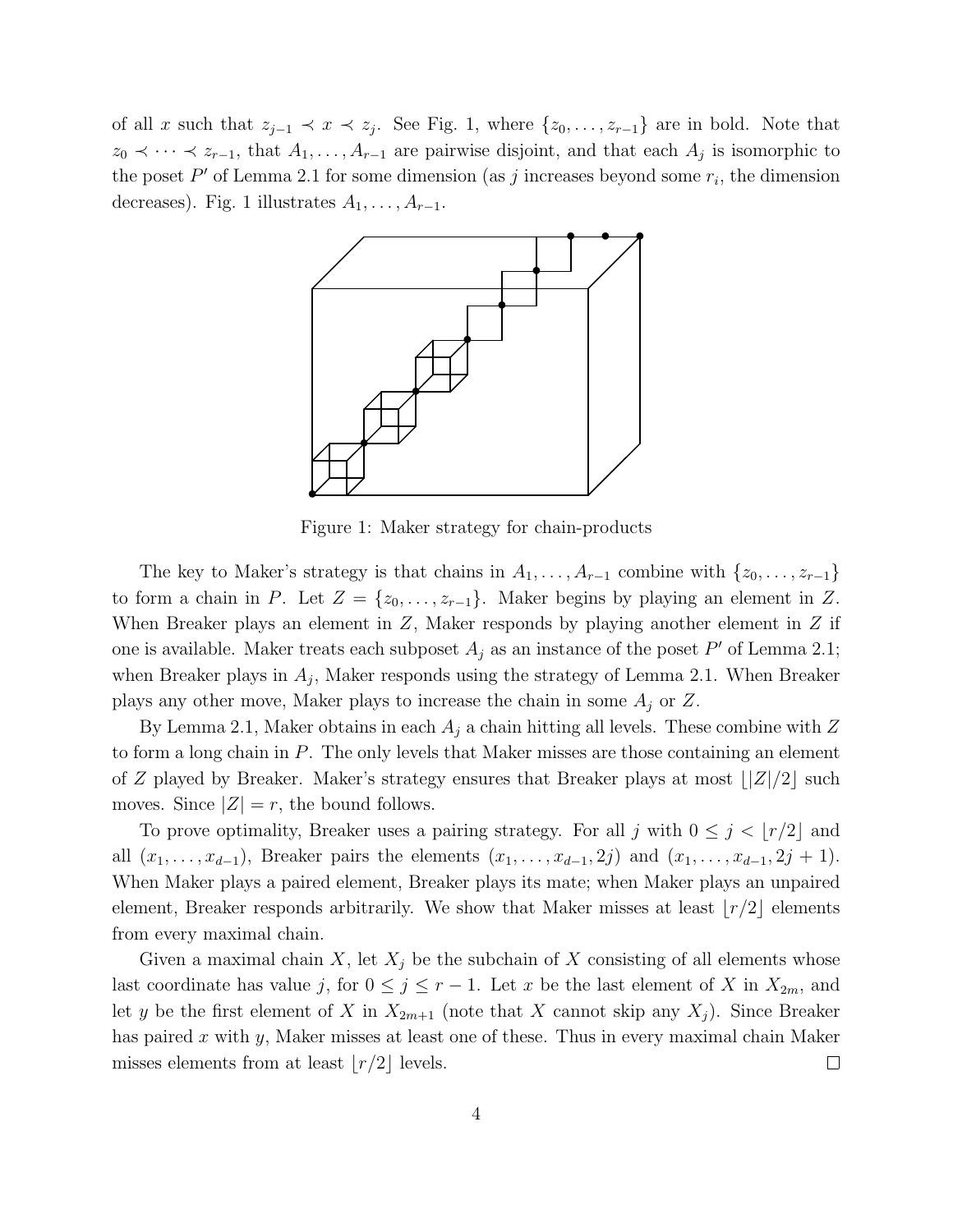of all $x$ such that $z_{j-1} \prec x \prec z_j$. See Fig. 1, where $\{z_0, \ldots, z_{r-1}\}$ are in bold. Note that $z_0 \prec \cdots \prec z_{r-1}$, that $A_1, \ldots, A_{r-1}$ are pairwise disjoint, and that each $A_j$ is isomorphic to the poset $P'$ of Lemma 2.1 for some dimension (as $j$ increases beyond some $r_i$, the dimension decreases). Fig. 1 illustrates $A_1, \ldots, A_{r-1}$.

Figure 1: Maker strategy for chain-products

The key to Maker's strategy is that chains in $A_1, \ldots, A_{r-1}$ combine with $\{z_0, \ldots, z_{r-1}\}$ to form a chain in $P$. Let $Z = \{z_0, \ldots, z_{r-1}\}$. Maker begins by playing an element in $Z$. When Breaker plays an element in $Z$, Maker responds by playing another element in $Z$ if one is available. Maker treats each subposet $A_j$ as an instance of the poset $P'$ of Lemma 2.1; when Breaker plays in $A_j$, Maker responds using the strategy of Lemma 2.1. When Breaker plays any other move, Maker plays to increase the chain in some $A_j$ or $Z$.

By Lemma 2.1, Maker obtains in each $A_j$ a chain hitting all levels. These combine with $Z$ to form a long chain in $P$. The only levels that Maker misses are those containing an element of $Z$ played by Breaker. Maker's strategy ensures that Breaker plays at most $\lfloor |Z|/2 \rfloor$ such moves. Since $|Z| = r$, the bound follows.

To prove optimality, Breaker uses a pairing strategy. For all $j$ with $0 \le j < \lfloor r/2 \rfloor$ and all $(x_1, \ldots, x_{d-1})$, Breaker pairs the elements $(x_1, \ldots, x_{d-1}, 2j)$ and $(x_1, \ldots, x_{d-1}, 2j+1)$. When Maker plays a paired element, Breaker plays its mate; when Maker plays an unpaired element, Breaker responds arbitrarily. We show that Maker misses at least $\lfloor r/2 \rfloor$ elements from every maximal chain.

Given a maximal chain $X$, let $X_j$ be the subchain of $X$ consisting of all elements whose last coordinate has value $j$, for $0 \le j \le r-1$. Let $x$ be the last element of $X$ in $X_{2m}$, and let $y$ be the first element of $X$ in $X_{2m+1}$ (note that $X$ cannot skip any $X_j$). Since Breaker has paired $x$ with $y$, Maker misses at least one of these. Thus in every maximal chain Maker misses elements from at least $\lfloor r/2 \rfloor$ levels. □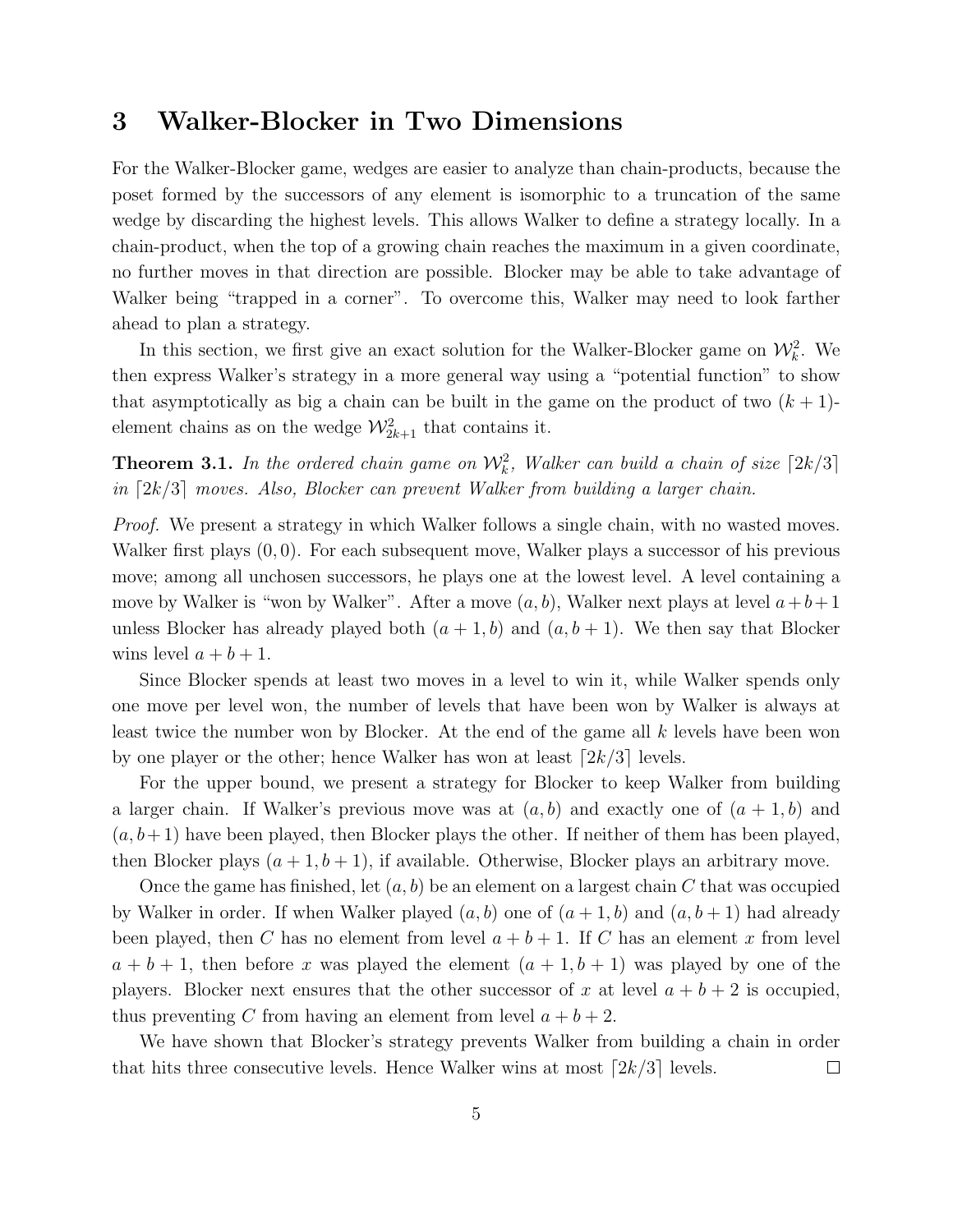## 3 Walker-Blocker in Two Dimensions

For the Walker-Blocker game, wedges are easier to analyze than chain-products, because the poset formed by the successors of any element is isomorphic to a truncation of the same wedge by discarding the highest levels. This allows Walker to define a strategy locally. In a chain-product, when the top of a growing chain reaches the maximum in a given coordinate, no further moves in that direction are possible. Blocker may be able to take advantage of Walker being "trapped in a corner". To overcome this, Walker may need to look farther ahead to plan a strategy.

In this section, we first give an exact solution for the Walker-Blocker game on $\mathcal{W}_k^2$. We then express Walker's strategy in a more general way using a "potential function" to show that asymptotically as big a chain can be built in the game on the product of two $(k+1)$-element chains as on the wedge $\mathcal{W}_{2k+1}^2$ that contains it.

**Theorem 3.1.** *In the ordered chain game on $\mathcal{W}_k^2$, Walker can build a chain of size $\lceil 2k/3 \rceil$ in $\lceil 2k/3 \rceil$ moves. Also, Blocker can prevent Walker from building a larger chain.*

*Proof.* We present a strategy in which Walker follows a single chain, with no wasted moves. Walker first plays $(0,0)$. For each subsequent move, Walker plays a successor of his previous move; among all unchosen successors, he plays one at the lowest level. A level containing a move by Walker is "won by Walker". After a move $(a,b)$, Walker next plays at level $a+b+1$ unless Blocker has already played both $(a+1,b)$ and $(a,b+1)$. We then say that Blocker wins level $a+b+1$.

Since Blocker spends at least two moves in a level to win it, while Walker spends only one move per level won, the number of levels that have been won by Walker is always at least twice the number won by Blocker. At the end of the game all $k$ levels have been won by one player or the other; hence Walker has won at least $\lceil 2k/3 \rceil$ levels.

For the upper bound, we present a strategy for Blocker to keep Walker from building a larger chain. If Walker's previous move was at $(a,b)$ and exactly one of $(a+1,b)$ and $(a,b+1)$ have been played, then Blocker plays the other. If neither of them has been played, then Blocker plays $(a+1,b+1)$, if available. Otherwise, Blocker plays an arbitrary move.

Once the game has finished, let $(a,b)$ be an element on a largest chain $C$ that was occupied by Walker in order. If when Walker played $(a,b)$ one of $(a+1,b)$ and $(a,b+1)$ had already been played, then $C$ has no element from level $a+b+1$. If $C$ has an element $x$ from level $a+b+1$, then before $x$ was played the element $(a+1,b+1)$ was played by one of the players. Blocker next ensures that the other successor of $x$ at level $a+b+2$ is occupied, thus preventing $C$ from having an element from level $a+b+2$.

We have shown that Blocker's strategy prevents Walker from building a chain in order that hits three consecutive levels. Hence Walker wins at most $\lceil 2k/3 \rceil$ levels. ☐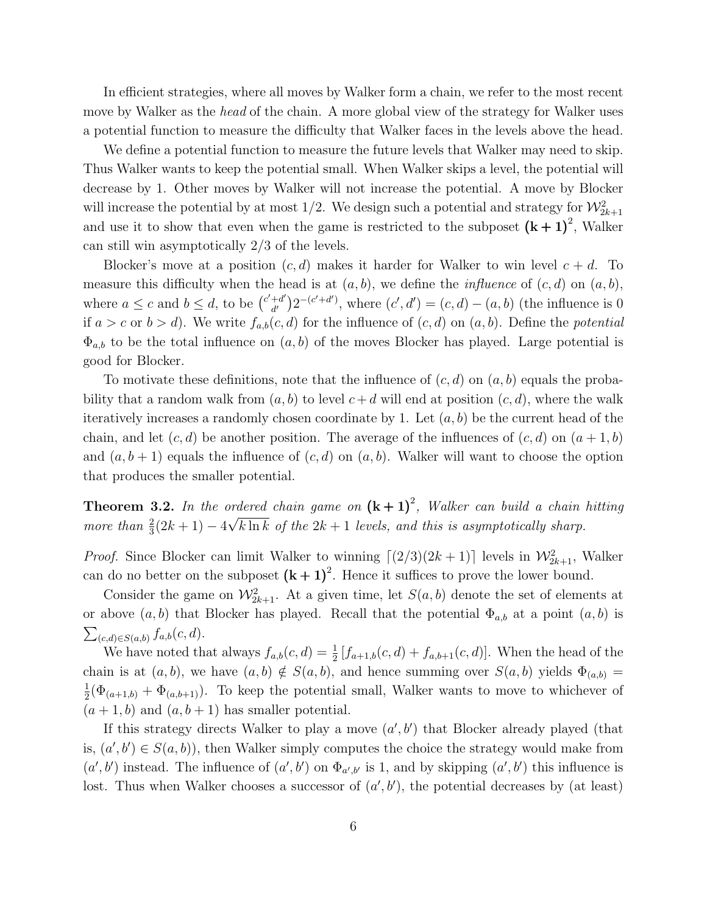In efficient strategies, where all moves by Walker form a chain, we refer to the most recent move by Walker as the *head* of the chain. A more global view of the strategy for Walker uses a potential function to measure the difficulty that Walker faces in the levels above the head.

We define a potential function to measure the future levels that Walker may need to skip. Thus Walker wants to keep the potential small. When Walker skips a level, the potential will decrease by 1. Other moves by Walker will not increase the potential. A move by Blocker will increase the potential by at most 1/2. We design such a potential and strategy for $\mathcal{W}_{2k+1}^2$ and use it to show that even when the game is restricted to the subposet $\mathbf{(k+1)}^2$, Walker can still win asymptotically 2/3 of the levels.

Blocker's move at a position $(c,d)$ makes it harder for Walker to win level $c+d$. To measure this difficulty when the head is at $(a,b)$, we define the *influence* of $(c,d)$ on $(a,b)$, where $a \le c$ and $b \le d$, to be $\binom{c'+d'}{d'}2^{-(c'+d')}$, where $(c',d') = (c,d) - (a,b)$ (the influence is 0 if $a > c$ or $b > d$). We write $f_{a,b}(c,d)$ for the influence of $(c,d)$ on $(a,b)$. Define the *potential* $\Phi_{a,b}$ to be the total influence on $(a,b)$ of the moves Blocker has played. Large potential is good for Blocker.

To motivate these definitions, note that the influence of $(c,d)$ on $(a,b)$ equals the probability that a random walk from $(a,b)$ to level $c+d$ will end at position $(c,d)$, where the walk iteratively increases a randomly chosen coordinate by 1. Let $(a,b)$ be the current head of the chain, and let $(c,d)$ be another position. The average of the influences of $(c,d)$ on $(a+1,b)$ and $(a,b+1)$ equals the influence of $(c,d)$ on $(a,b)$. Walker will want to choose the option that produces the smaller potential.

**Theorem 3.2.** *In the ordered chain game on $\mathbf{(k+1)}^2$, Walker can build a chain hitting more than $\frac{2}{3}(2k+1) - 4\sqrt{k \ln k}$ of the $2k+1$ levels, and this is asymptotically sharp.*

*Proof.* Since Blocker can limit Walker to winning $\lceil (2/3)(2k+1) \rceil$ levels in $\mathcal{W}_{2k+1}^2$, Walker can do no better on the subposet $\mathbf{(k+1)}^2$. Hence it suffices to prove the lower bound.

Consider the game on $\mathcal{W}_{2k+1}^2$. At a given time, let $S(a,b)$ denote the set of elements at or above $(a,b)$ that Blocker has played. Recall that the potential $\Phi_{a,b}$ at a point $(a,b)$ is $\sum_{(c,d)\in S(a,b)} f_{a,b}(c,d)$.

We have noted that always $f_{a,b}(c,d) = \frac{1}{2}\left[f_{a+1,b}(c,d) + f_{a,b+1}(c,d)\right]$. When the head of the chain is at $(a,b)$, we have $(a,b) \notin S(a,b)$, and hence summing over $S(a,b)$ yields $\Phi_{(a,b)} = \frac{1}{2}(\Phi_{(a+1,b)} + \Phi_{(a,b+1)})$. To keep the potential small, Walker wants to move to whichever of $(a+1,b)$ and $(a,b+1)$ has smaller potential.

If this strategy directs Walker to play a move $(a',b')$ that Blocker already played (that is, $(a',b') \in S(a,b)$), then Walker simply computes the choice the strategy would make from $(a',b')$ instead. The influence of $(a',b')$ on $\Phi_{a',b'}$ is 1, and by skipping $(a',b')$ this influence is lost. Thus when Walker chooses a successor of $(a',b')$, the potential decreases by (at least)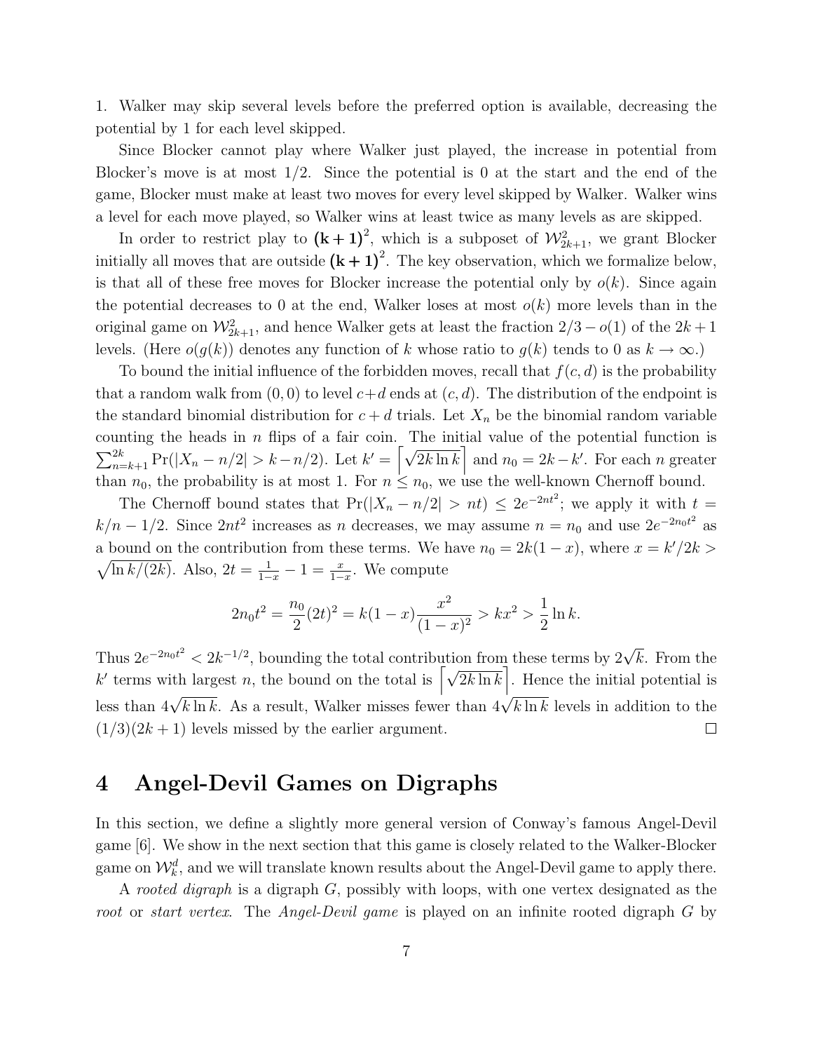1. Walker may skip several levels before the preferred option is available, decreasing the potential by 1 for each level skipped.

Since Blocker cannot play where Walker just played, the increase in potential from Blocker's move is at most $1/2$. Since the potential is 0 at the start and the end of the game, Blocker must make at least two moves for every level skipped by Walker. Walker wins a level for each move played, so Walker wins at least twice as many levels as are skipped.

In order to restrict play to $\mathbf{(k+1)}^2$, which is a subposet of $\mathcal{W}^2_{2k+1}$, we grant Blocker initially all moves that are outside $\mathbf{(k+1)}^2$. The key observation, which we formalize below, is that all of these free moves for Blocker increase the potential only by $o(k)$. Since again the potential decreases to 0 at the end, Walker loses at most $o(k)$ more levels than in the original game on $\mathcal{W}^2_{2k+1}$, and hence Walker gets at least the fraction $2/3 - o(1)$ of the $2k+1$ levels. (Here $o(g(k))$ denotes any function of $k$ whose ratio to $g(k)$ tends to 0 as $k \to \infty$.)

To bound the initial influence of the forbidden moves, recall that $f(c,d)$ is the probability that a random walk from $(0,0)$ to level $c+d$ ends at $(c,d)$. The distribution of the endpoint is the standard binomial distribution for $c+d$ trials. Let $X_n$ be the binomial random variable counting the heads in $n$ flips of a fair coin. The initial value of the potential function is $\sum_{n=k+1}^{2k} \Pr(|X_n - n/2| > k - n/2)$. Let $k' = \left\lceil \sqrt{2k \ln k} \right\rceil$ and $n_0 = 2k - k'$. For each $n$ greater than $n_0$, the probability is at most 1. For $n \le n_0$, we use the well-known Chernoff bound.

The Chernoff bound states that $\Pr(|X_n - n/2| > nt) \le 2e^{-2nt^2}$; we apply it with $t = k/n - 1/2$. Since $2nt^2$ increases as $n$ decreases, we may assume $n = n_0$ and use $2e^{-2n_0t^2}$ as a bound on the contribution from these terms. We have $n_0 = 2k(1-x)$, where $x = k'/2k > \sqrt{\ln k/(2k)}$. Also, $2t = \frac{1}{1-x} - 1 = \frac{x}{1-x}$. We compute

$$2n_0t^2 = \frac{n_0}{2}(2t)^2 = k(1-x)\frac{x^2}{(1-x)^2} > kx^2 > \frac{1}{2}\ln k.$$

Thus $2e^{-2n_0t^2} < 2k^{-1/2}$, bounding the total contribution from these terms by $2\sqrt{k}$. From the $k'$ terms with largest $n$, the bound on the total is $\left\lceil \sqrt{2k \ln k} \right\rceil$. Hence the initial potential is less than $4\sqrt{k \ln k}$. As a result, Walker misses fewer than $4\sqrt{k \ln k}$ levels in addition to the $(1/3)(2k+1)$ levels missed by the earlier argument. □

# 4 Angel-Devil Games on Digraphs

In this section, we define a slightly more general version of Conway's famous Angel-Devil game [6]. We show in the next section that this game is closely related to the Walker-Blocker game on $\mathcal{W}^d_k$, and we will translate known results about the Angel-Devil game to apply there.

A *rooted digraph* is a digraph $G$, possibly with loops, with one vertex designated as the *root* or *start vertex*. The *Angel-Devil game* is played on an infinite rooted digraph $G$ by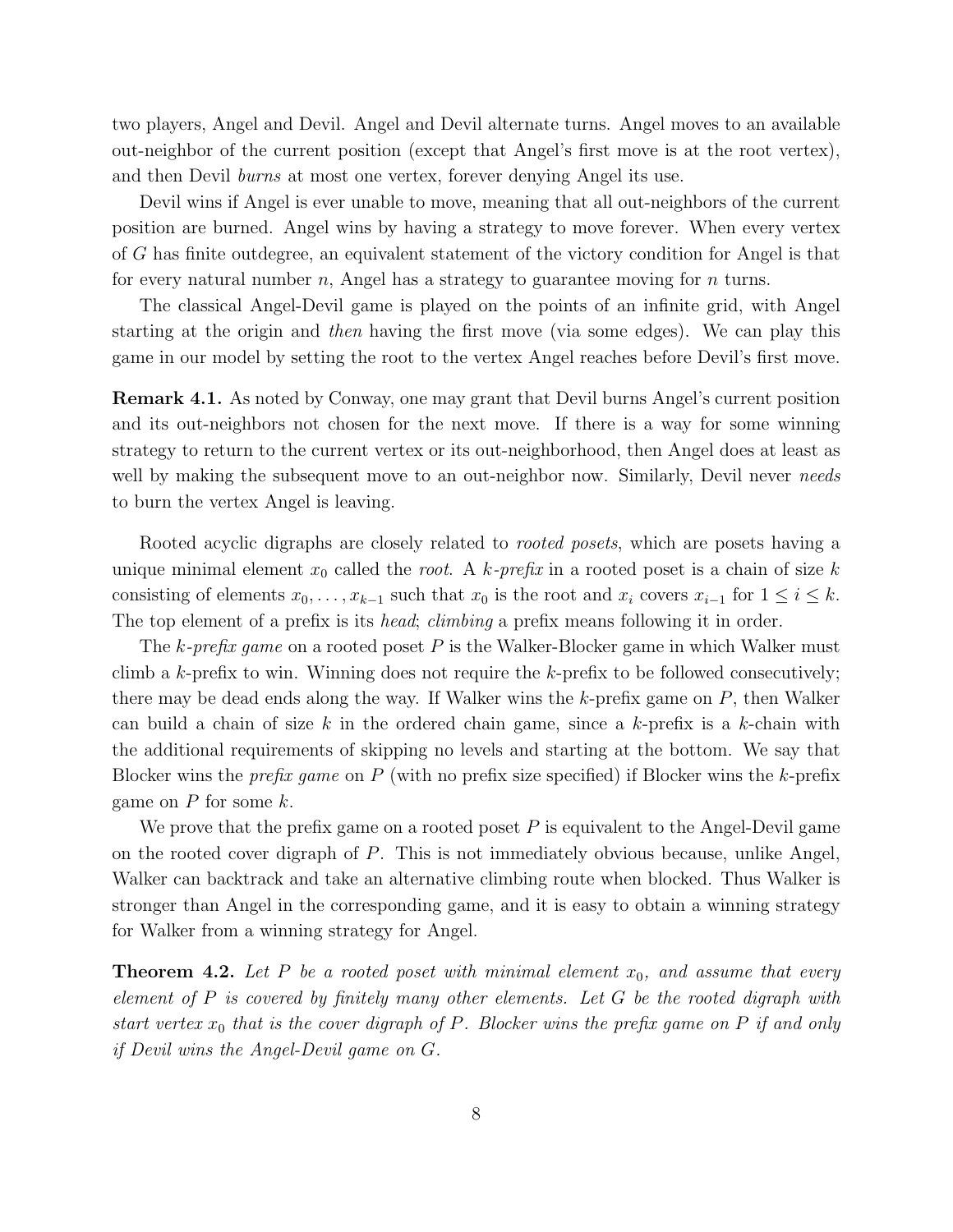two players, Angel and Devil. Angel and Devil alternate turns. Angel moves to an available out-neighbor of the current position (except that Angel's first move is at the root vertex), and then Devil *burns* at most one vertex, forever denying Angel its use.

Devil wins if Angel is ever unable to move, meaning that all out-neighbors of the current position are burned. Angel wins by having a strategy to move forever. When every vertex of $G$ has finite outdegree, an equivalent statement of the victory condition for Angel is that for every natural number $n$, Angel has a strategy to guarantee moving for $n$ turns.

The classical Angel-Devil game is played on the points of an infinite grid, with Angel starting at the origin and *then* having the first move (via some edges). We can play this game in our model by setting the root to the vertex Angel reaches before Devil's first move.

**Remark 4.1.** As noted by Conway, one may grant that Devil burns Angel's current position and its out-neighbors not chosen for the next move. If there is a way for some winning strategy to return to the current vertex or its out-neighborhood, then Angel does at least as well by making the subsequent move to an out-neighbor now. Similarly, Devil never *needs* to burn the vertex Angel is leaving.

Rooted acyclic digraphs are closely related to *rooted posets*, which are posets having a unique minimal element $x_0$ called the *root*. A *k-prefix* in a rooted poset is a chain of size $k$ consisting of elements $x_0, \ldots, x_{k-1}$ such that $x_0$ is the root and $x_i$ covers $x_{i-1}$ for $1 \le i \le k$. The top element of a prefix is its *head*; *climbing* a prefix means following it in order.

The *k-prefix game* on a rooted poset $P$ is the Walker-Blocker game in which Walker must climb a $k$-prefix to win. Winning does not require the $k$-prefix to be followed consecutively; there may be dead ends along the way. If Walker wins the $k$-prefix game on $P$, then Walker can build a chain of size $k$ in the ordered chain game, since a $k$-prefix is a $k$-chain with the additional requirements of skipping no levels and starting at the bottom. We say that Blocker wins the *prefix game* on $P$ (with no prefix size specified) if Blocker wins the $k$-prefix game on $P$ for some $k$.

We prove that the prefix game on a rooted poset $P$ is equivalent to the Angel-Devil game on the rooted cover digraph of $P$. This is not immediately obvious because, unlike Angel, Walker can backtrack and take an alternative climbing route when blocked. Thus Walker is stronger than Angel in the corresponding game, and it is easy to obtain a winning strategy for Walker from a winning strategy for Angel.

**Theorem 4.2.** *Let $P$ be a rooted poset with minimal element $x_0$, and assume that every element of $P$ is covered by finitely many other elements. Let $G$ be the rooted digraph with start vertex $x_0$ that is the cover digraph of $P$. Blocker wins the prefix game on $P$ if and only if Devil wins the Angel-Devil game on $G$.*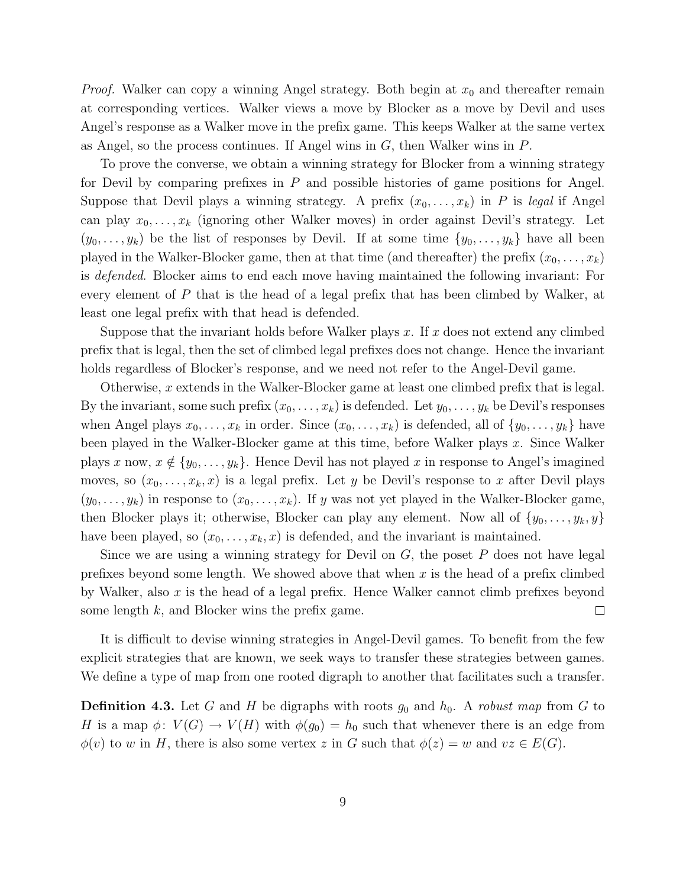*Proof.* Walker can copy a winning Angel strategy. Both begin at $x_0$ and thereafter remain at corresponding vertices. Walker views a move by Blocker as a move by Devil and uses Angel's response as a Walker move in the prefix game. This keeps Walker at the same vertex as Angel, so the process continues. If Angel wins in $G$, then Walker wins in $P$.

To prove the converse, we obtain a winning strategy for Blocker from a winning strategy for Devil by comparing prefixes in $P$ and possible histories of game positions for Angel. Suppose that Devil plays a winning strategy. A prefix $(x_0, \ldots, x_k)$ in $P$ is *legal* if Angel can play $x_0, \ldots, x_k$ (ignoring other Walker moves) in order against Devil's strategy. Let $(y_0, \ldots, y_k)$ be the list of responses by Devil. If at some time $\{y_0, \ldots, y_k\}$ have all been played in the Walker-Blocker game, then at that time (and thereafter) the prefix $(x_0, \ldots, x_k)$ is *defended*. Blocker aims to end each move having maintained the following invariant: For every element of $P$ that is the head of a legal prefix that has been climbed by Walker, at least one legal prefix with that head is defended.

Suppose that the invariant holds before Walker plays $x$. If $x$ does not extend any climbed prefix that is legal, then the set of climbed legal prefixes does not change. Hence the invariant holds regardless of Blocker's response, and we need not refer to the Angel-Devil game.

Otherwise, $x$ extends in the Walker-Blocker game at least one climbed prefix that is legal. By the invariant, some such prefix $(x_0, \ldots, x_k)$ is defended. Let $y_0, \ldots, y_k$ be Devil's responses when Angel plays $x_0, \ldots, x_k$ in order. Since $(x_0, \ldots, x_k)$ is defended, all of $\{y_0, \ldots, y_k\}$ have been played in the Walker-Blocker game at this time, before Walker plays $x$. Since Walker plays $x$ now, $x \notin \{y_0, \ldots, y_k\}$. Hence Devil has not played $x$ in response to Angel's imagined moves, so $(x_0, \ldots, x_k, x)$ is a legal prefix. Let $y$ be Devil's response to $x$ after Devil plays $(y_0, \ldots, y_k)$ in response to $(x_0, \ldots, x_k)$. If $y$ was not yet played in the Walker-Blocker game, then Blocker plays it; otherwise, Blocker can play any element. Now all of $\{y_0, \ldots, y_k, y\}$ have been played, so $(x_0, \ldots, x_k, x)$ is defended, and the invariant is maintained.

Since we are using a winning strategy for Devil on $G$, the poset $P$ does not have legal prefixes beyond some length. We showed above that when $x$ is the head of a prefix climbed by Walker, also $x$ is the head of a legal prefix. Hence Walker cannot climb prefixes beyond some length $k$, and Blocker wins the prefix game. $\square$

It is difficult to devise winning strategies in Angel-Devil games. To benefit from the few explicit strategies that are known, we seek ways to transfer these strategies between games. We define a type of map from one rooted digraph to another that facilitates such a transfer.

**Definition 4.3.** Let $G$ and $H$ be digraphs with roots $g_0$ and $h_0$. A *robust map* from $G$ to $H$ is a map $\phi\colon V(G) \to V(H)$ with $\phi(g_0) = h_0$ such that whenever there is an edge from $\phi(v)$ to $w$ in $H$, there is also some vertex $z$ in $G$ such that $\phi(z) = w$ and $vz \in E(G)$.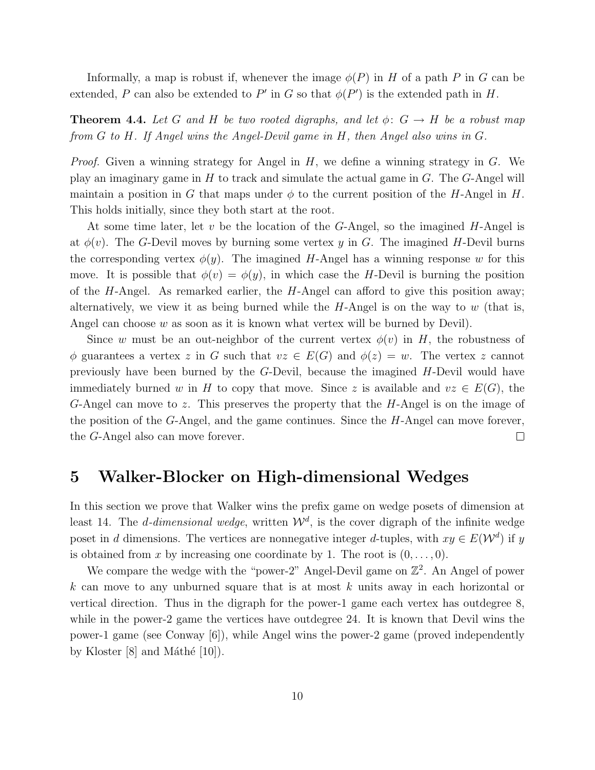Informally, a map is robust if, whenever the image $\phi(P)$ in $H$ of a path $P$ in $G$ can be extended, $P$ can also be extended to $P'$ in $G$ so that $\phi(P')$ is the extended path in $H$.

**Theorem 4.4.** *Let $G$ and $H$ be two rooted digraphs, and let $\phi\colon G \to H$ be a robust map from $G$ to $H$. If Angel wins the Angel-Devil game in $H$, then Angel also wins in $G$.*

*Proof.* Given a winning strategy for Angel in $H$, we define a winning strategy in $G$. We play an imaginary game in $H$ to track and simulate the actual game in $G$. The $G$-Angel will maintain a position in $G$ that maps under $\phi$ to the current position of the $H$-Angel in $H$. This holds initially, since they both start at the root.

At some time later, let $v$ be the location of the $G$-Angel, so the imagined $H$-Angel is at $\phi(v)$. The $G$-Devil moves by burning some vertex $y$ in $G$. The imagined $H$-Devil burns the corresponding vertex $\phi(y)$. The imagined $H$-Angel has a winning response $w$ for this move. It is possible that $\phi(v) = \phi(y)$, in which case the $H$-Devil is burning the position of the $H$-Angel. As remarked earlier, the $H$-Angel can afford to give this position away; alternatively, we view it as being burned while the $H$-Angel is on the way to $w$ (that is, Angel can choose $w$ as soon as it is known what vertex will be burned by Devil).

Since $w$ must be an out-neighbor of the current vertex $\phi(v)$ in $H$, the robustness of $\phi$ guarantees a vertex $z$ in $G$ such that $vz \in E(G)$ and $\phi(z) = w$. The vertex $z$ cannot previously have been burned by the $G$-Devil, because the imagined $H$-Devil would have immediately burned $w$ in $H$ to copy that move. Since $z$ is available and $vz \in E(G)$, the $G$-Angel can move to $z$. This preserves the property that the $H$-Angel is on the image of the position of the $G$-Angel, and the game continues. Since the $H$-Angel can move forever, the $G$-Angel also can move forever. □

# 5 Walker-Blocker on High-dimensional Wedges

In this section we prove that Walker wins the prefix game on wedge posets of dimension at least 14. The *$d$-dimensional wedge*, written $\mathcal{W}^d$, is the cover digraph of the infinite wedge poset in $d$ dimensions. The vertices are nonnegative integer $d$-tuples, with $xy \in E(\mathcal{W}^d)$ if $y$ is obtained from $x$ by increasing one coordinate by 1. The root is $(0, \dots, 0)$.

We compare the wedge with the "power-2" Angel-Devil game on $\mathbb{Z}^2$. An Angel of power $k$ can move to any unburned square that is at most $k$ units away in each horizontal or vertical direction. Thus in the digraph for the power-1 game each vertex has outdegree 8, while in the power-2 game the vertices have outdegree 24. It is known that Devil wins the power-1 game (see Conway [6]), while Angel wins the power-2 game (proved independently by Kloster [8] and Máthé [10]).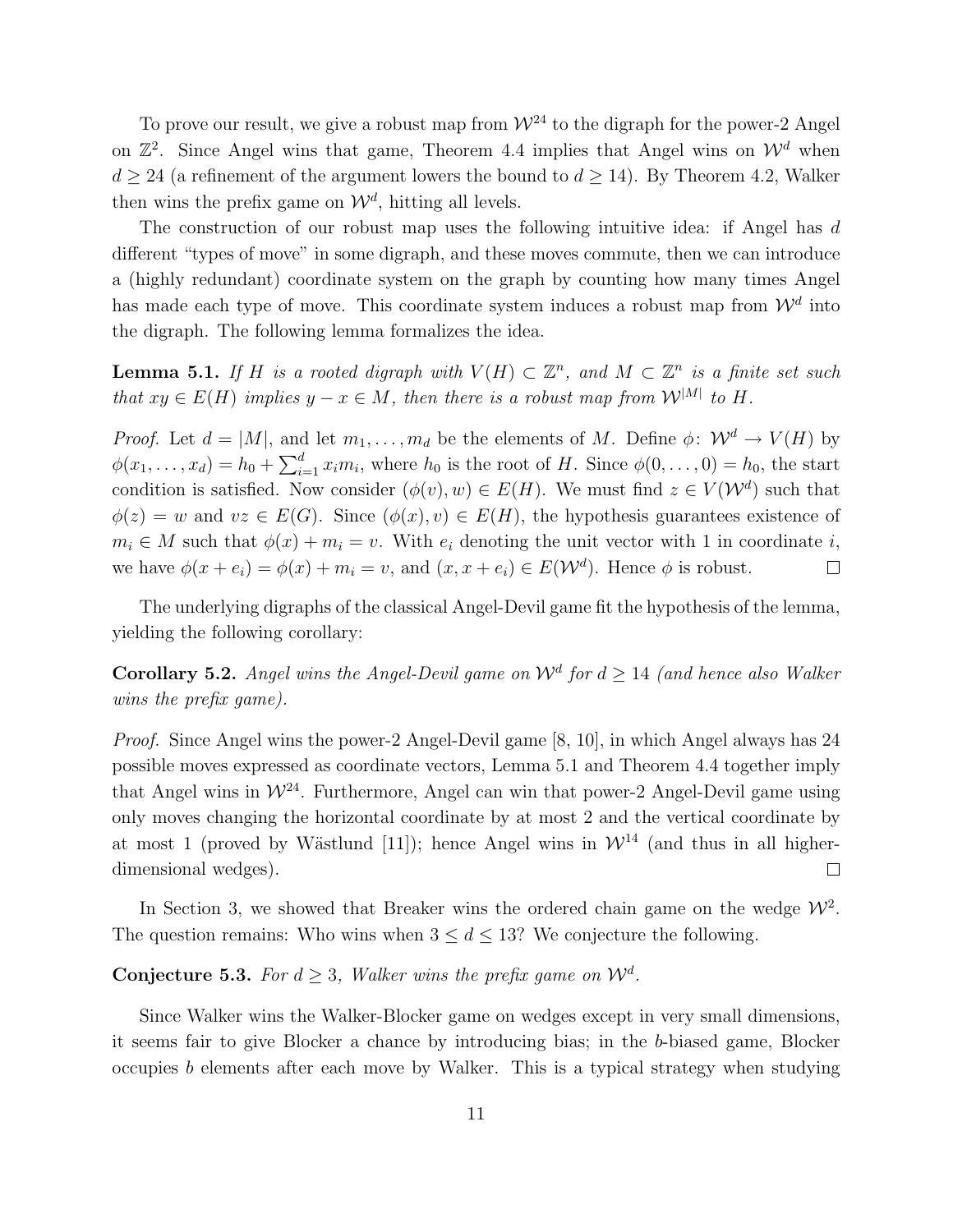To prove our result, we give a robust map from $\mathcal{W}^{24}$ to the digraph for the power-2 Angel on $\mathbb{Z}^2$. Since Angel wins that game, Theorem 4.4 implies that Angel wins on $\mathcal{W}^d$ when $d \geq 24$ (a refinement of the argument lowers the bound to $d \geq 14$). By Theorem 4.2, Walker then wins the prefix game on $\mathcal{W}^d$, hitting all levels.

The construction of our robust map uses the following intuitive idea: if Angel has $d$ different "types of move" in some digraph, and these moves commute, then we can introduce a (highly redundant) coordinate system on the graph by counting how many times Angel has made each type of move. This coordinate system induces a robust map from $\mathcal{W}^d$ into the digraph. The following lemma formalizes the idea.

**Lemma 5.1.** *If $H$ is a rooted digraph with $V(H) \subset \mathbb{Z}^n$, and $M \subset \mathbb{Z}^n$ is a finite set such that $xy \in E(H)$ implies $y - x \in M$, then there is a robust map from $\mathcal{W}^{|M|}$ to $H$.*

*Proof.* Let $d = |M|$, and let $m_1, \dots, m_d$ be the elements of $M$. Define $\phi\colon \mathcal{W}^d \to V(H)$ by $\phi(x_1, \dots, x_d) = h_0 + \sum_{i=1}^{d} x_i m_i$, where $h_0$ is the root of $H$. Since $\phi(0, \dots, 0) = h_0$, the start condition is satisfied. Now consider $(\phi(v), w) \in E(H)$. We must find $z \in V(\mathcal{W}^d)$ such that $\phi(z) = w$ and $vz \in E(G)$. Since $(\phi(x), v) \in E(H)$, the hypothesis guarantees existence of $m_i \in M$ such that $\phi(x) + m_i = v$. With $e_i$ denoting the unit vector with 1 in coordinate $i$, we have $\phi(x + e_i) = \phi(x) + m_i = v$, and $(x, x + e_i) \in E(\mathcal{W}^d)$. Hence $\phi$ is robust. $\square$

The underlying digraphs of the classical Angel-Devil game fit the hypothesis of the lemma, yielding the following corollary:

**Corollary 5.2.** *Angel wins the Angel-Devil game on $\mathcal{W}^d$ for $d \geq 14$ (and hence also Walker wins the prefix game).*

*Proof.* Since Angel wins the power-2 Angel-Devil game [8, 10], in which Angel always has 24 possible moves expressed as coordinate vectors, Lemma 5.1 and Theorem 4.4 together imply that Angel wins in $\mathcal{W}^{24}$. Furthermore, Angel can win that power-2 Angel-Devil game using only moves changing the horizontal coordinate by at most 2 and the vertical coordinate by at most 1 (proved by Wästlund [11]); hence Angel wins in $\mathcal{W}^{14}$ (and thus in all higher-dimensional wedges). $\square$

In Section 3, we showed that Breaker wins the ordered chain game on the wedge $\mathcal{W}^2$. The question remains: Who wins when $3 \leq d \leq 13$? We conjecture the following.

**Conjecture 5.3.** *For $d \geq 3$, Walker wins the prefix game on $\mathcal{W}^d$.*

Since Walker wins the Walker-Blocker game on wedges except in very small dimensions, it seems fair to give Blocker a chance by introducing bias; in the $b$-biased game, Blocker occupies $b$ elements after each move by Walker. This is a typical strategy when studying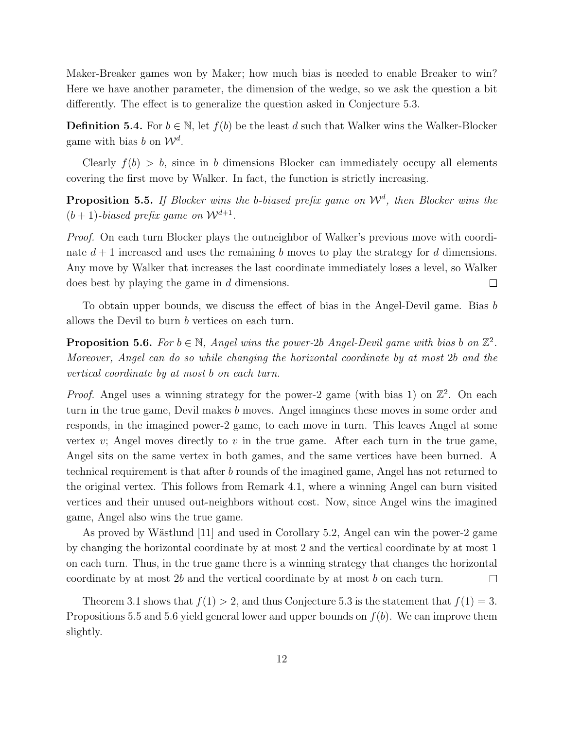Maker-Breaker games won by Maker; how much bias is needed to enable Breaker to win? Here we have another parameter, the dimension of the wedge, so we ask the question a bit differently. The effect is to generalize the question asked in Conjecture 5.3.

**Definition 5.4.** For $b \in \mathbb{N}$, let $f(b)$ be the least $d$ such that Walker wins the Walker-Blocker game with bias $b$ on $\mathcal{W}^d$.

Clearly $f(b) > b$, since in $b$ dimensions Blocker can immediately occupy all elements covering the first move by Walker. In fact, the function is strictly increasing.

**Proposition 5.5.** *If Blocker wins the $b$-biased prefix game on $\mathcal{W}^d$, then Blocker wins the $(b+1)$-biased prefix game on $\mathcal{W}^{d+1}$.*

*Proof.* On each turn Blocker plays the outneighbor of Walker's previous move with coordinate $d+1$ increased and uses the remaining $b$ moves to play the strategy for $d$ dimensions. Any move by Walker that increases the last coordinate immediately loses a level, so Walker does best by playing the game in $d$ dimensions. □

To obtain upper bounds, we discuss the effect of bias in the Angel-Devil game. Bias $b$ allows the Devil to burn $b$ vertices on each turn.

**Proposition 5.6.** *For $b \in \mathbb{N}$, Angel wins the power-$2b$ Angel-Devil game with bias $b$ on $\mathbb{Z}^2$. Moreover, Angel can do so while changing the horizontal coordinate by at most $2b$ and the vertical coordinate by at most $b$ on each turn.*

*Proof.* Angel uses a winning strategy for the power-2 game (with bias 1) on $\mathbb{Z}^2$. On each turn in the true game, Devil makes $b$ moves. Angel imagines these moves in some order and responds, in the imagined power-2 game, to each move in turn. This leaves Angel at some vertex $v$; Angel moves directly to $v$ in the true game. After each turn in the true game, Angel sits on the same vertex in both games, and the same vertices have been burned. A technical requirement is that after $b$ rounds of the imagined game, Angel has not returned to the original vertex. This follows from Remark 4.1, where a winning Angel can burn visited vertices and their unused out-neighbors without cost. Now, since Angel wins the imagined game, Angel also wins the true game.

As proved by Wästlund [11] and used in Corollary 5.2, Angel can win the power-2 game by changing the horizontal coordinate by at most 2 and the vertical coordinate by at most 1 on each turn. Thus, in the true game there is a winning strategy that changes the horizontal coordinate by at most $2b$ and the vertical coordinate by at most $b$ on each turn. □

Theorem 3.1 shows that $f(1) > 2$, and thus Conjecture 5.3 is the statement that $f(1) = 3$. Propositions 5.5 and 5.6 yield general lower and upper bounds on $f(b)$. We can improve them slightly.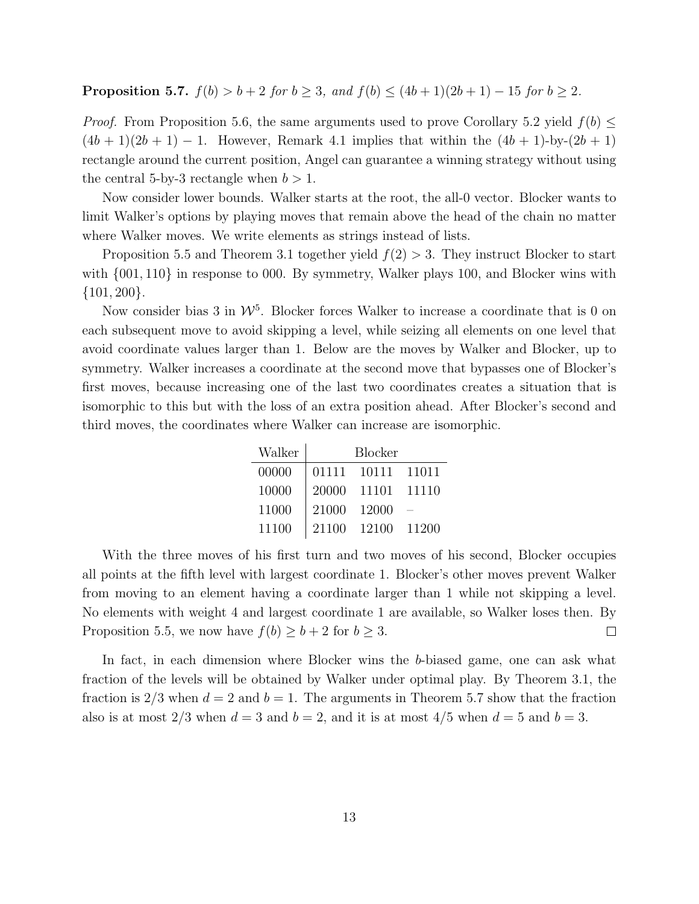**Proposition 5.7.** *$f(b) > b+2$ for $b \geq 3$, and $f(b) \leq (4b+1)(2b+1) - 15$ for $b \geq 2$.*

*Proof.* From Proposition 5.6, the same arguments used to prove Corollary 5.2 yield $f(b) \leq (4b+1)(2b+1) - 1$. However, Remark 4.1 implies that within the $(4b+1)$-by-$(2b+1)$ rectangle around the current position, Angel can guarantee a winning strategy without using the central 5-by-3 rectangle when $b > 1$.

Now consider lower bounds. Walker starts at the root, the all-0 vector. Blocker wants to limit Walker's options by playing moves that remain above the head of the chain no matter where Walker moves. We write elements as strings instead of lists.

Proposition 5.5 and Theorem 3.1 together yield $f(2) > 3$. They instruct Blocker to start with $\{001, 110\}$ in response to 000. By symmetry, Walker plays 100, and Blocker wins with $\{101, 200\}$.

Now consider bias 3 in $\mathcal{W}^5$. Blocker forces Walker to increase a coordinate that is 0 on each subsequent move to avoid skipping a level, while seizing all elements on one level that avoid coordinate values larger than 1. Below are the moves by Walker and Blocker, up to symmetry. Walker increases a coordinate at the second move that bypasses one of Blocker's first moves, because increasing one of the last two coordinates creates a situation that is isomorphic to this but with the loss of an extra position ahead. After Blocker's second and third moves, the coordinates where Walker can increase are isomorphic.

| Walker | Blocker | | |
|---|---|---|---|
| 00000 | 01111 | 10111 | 11011 |
| 10000 | 20000 | 11101 | 11110 |
| 11000 | 21000 | 12000 | – |
| 11100 | 21100 | 12100 | 11200 |

With the three moves of his first turn and two moves of his second, Blocker occupies all points at the fifth level with largest coordinate 1. Blocker's other moves prevent Walker from moving to an element having a coordinate larger than 1 while not skipping a level. No elements with weight 4 and largest coordinate 1 are available, so Walker loses then. By Proposition 5.5, we now have $f(b) \geq b+2$ for $b \geq 3$. □

In fact, in each dimension where Blocker wins the $b$-biased game, one can ask what fraction of the levels will be obtained by Walker under optimal play. By Theorem 3.1, the fraction is $2/3$ when $d = 2$ and $b = 1$. The arguments in Theorem 5.7 show that the fraction also is at most $2/3$ when $d = 3$ and $b = 2$, and it is at most $4/5$ when $d = 5$ and $b = 3$.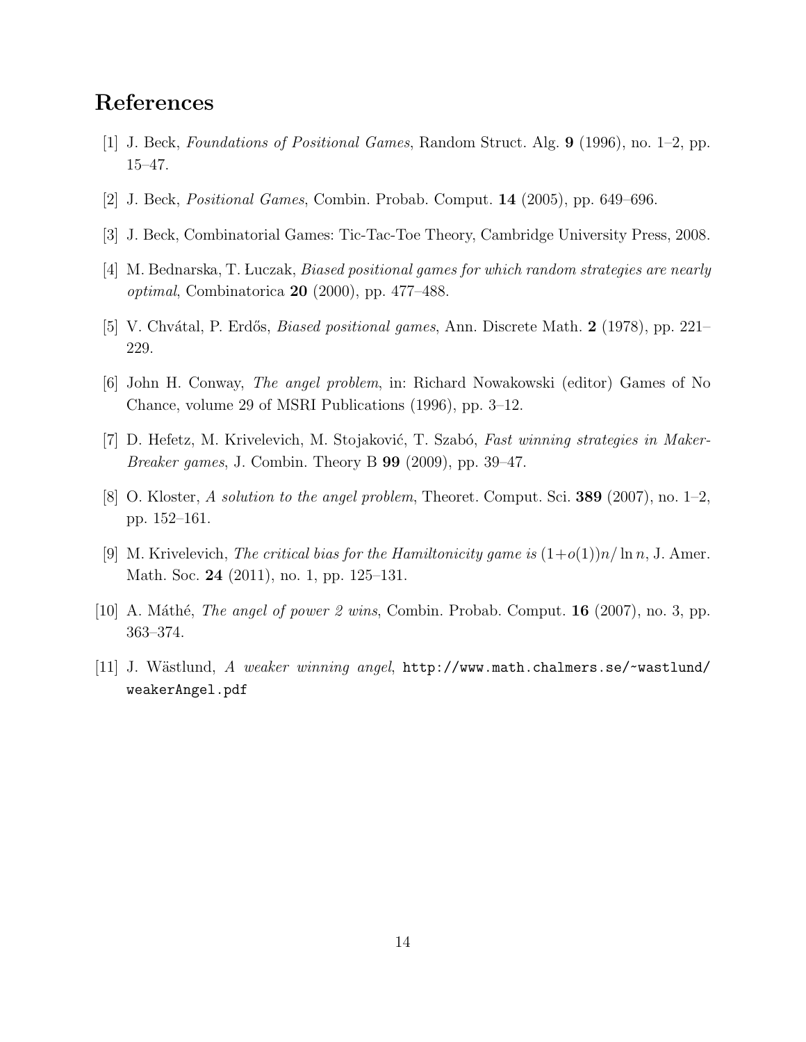## References

[1] J. Beck, *Foundations of Positional Games*, Random Struct. Alg. **9** (1996), no. 1–2, pp. 15–47.

[2] J. Beck, *Positional Games*, Combin. Probab. Comput. **14** (2005), pp. 649–696.

[3] J. Beck, Combinatorial Games: Tic-Tac-Toe Theory, Cambridge University Press, 2008.

[4] M. Bednarska, T. Łuczak, *Biased positional games for which random strategies are nearly optimal*, Combinatorica **20** (2000), pp. 477–488.

[5] V. Chvátal, P. Erdős, *Biased positional games*, Ann. Discrete Math. **2** (1978), pp. 221–229.

[6] John H. Conway, *The angel problem*, in: Richard Nowakowski (editor) Games of No Chance, volume 29 of MSRI Publications (1996), pp. 3–12.

[7] D. Hefetz, M. Krivelevich, M. Stojaković, T. Szabó, *Fast winning strategies in Maker-Breaker games*, J. Combin. Theory B **99** (2009), pp. 39–47.

[8] O. Kloster, *A solution to the angel problem*, Theoret. Comput. Sci. **389** (2007), no. 1–2, pp. 152–161.

[9] M. Krivelevich, *The critical bias for the Hamiltonicity game is* $(1+o(1))n/\ln n$, J. Amer. Math. Soc. **24** (2011), no. 1, pp. 125–131.

[10] A. Máthé, *The angel of power 2 wins*, Combin. Probab. Comput. **16** (2007), no. 3, pp. 363–374.

[11] J. Wästlund, *A weaker winning angel*, `http://www.math.chalmers.se/~wastlund/weakerAngel.pdf`